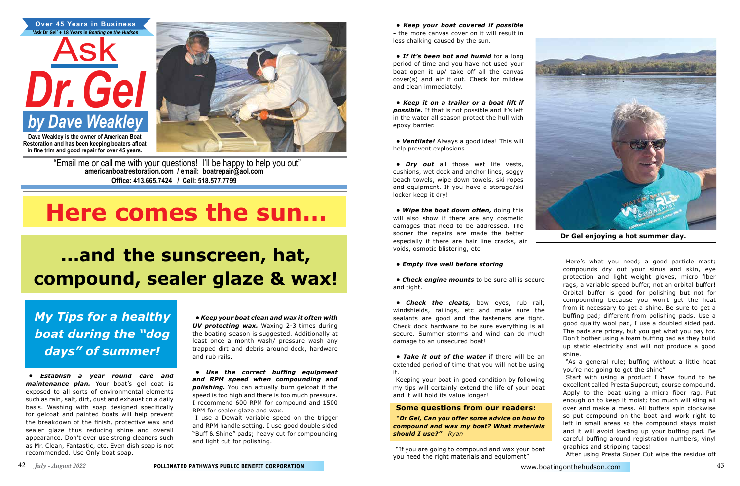Over 45 Years in Business
'Ask Dr Gel' • 18 Years in *Boating on the Hudson*

# Ask Dr. Gel
## by Dave Weakley

**Dave Weakley is the owner of American Boat Restoration and has been keeping boaters afloat in fine trim and good repair for over 45 years.**

"Email me or call me with your questions! I'll be happy to help you out"
**americanboatrestoration.com / email: boatrepair@aol.com**
**Office: 413.665.7424 / Cell: 518.577.7799**

# Here comes the sun...

# ...and the sunscreen, hat, compound, sealer glaze & wax!

### *My Tips for a healthy boat during the "dog days" of summer!*

• ***Establish a year round care and maintenance plan.*** Your boat's gel coat is exposed to all sorts of environmental elements such as rain, salt, dirt, dust and exhaust on a daily basis. Washing with soap designed specifically for gelcoat and painted boats will help prevent the breakdown of the finish, protective wax and sealer glaze thus reducing shine and overall appearance. Don't ever use strong cleaners such as Mr. Clean, Fantastic, etc. Even dish soap is not recommended. Use Only boat soap.

• ***Keep your boat clean and wax it often with UV protecting wax.*** Waxing 2-3 times during the boating season is suggested. Additionally at least once a month wash/ pressure wash any trapped dirt and debris around deck, hardware and rub rails.

• ***Use the correct buffing equipment and RPM speed when compounding and polishing.*** You can actually burn gelcoat if the speed is too high and there is too much pressure. I recommend 600 RPM for compound and 1500 RPM for sealer glaze and wax.

I use a Dewalt variable speed on the trigger and RPM handle setting. I use good double sided "Buff & Shine" pads; heavy cut for compounding and light cut for polishing.

• ***Keep your boat covered if possible*** - the more canvas cover on it will result in less chalking caused by the sun.

• ***If it's been hot and humid*** for a long period of time and you have not used your boat open it up/ take off all the canvas cover(s) and air it out. Check for mildew and clean immediately.

• ***Keep it on a trailer or a boat lift if possible.*** If that is not possible and it's left in the water all season protect the hull with epoxy barrier.

• ***Ventilate!*** Always a good idea! This will help prevent explosions.

• ***Dry out*** all those wet life vests, cushions, wet dock and anchor lines, soggy beach towels, wipe down towels, ski ropes and equipment. If you have a storage/ski locker keep it dry!

• ***Wipe the boat down often,*** doing this will also show if there are any cosmetic damages that need to be addressed. The sooner the repairs are made the better especially if there are hair line cracks, air voids, osmotic blistering, etc.

• ***Empty live well before storing***

• ***Check engine mounts*** to be sure all is secure and tight.

• ***Check the cleats,*** bow eyes, rub rail, windshields, railings, etc and make sure the sealants are good and the fasteners are tight. Check dock hardware to be sure everything is all secure. Summer storms and wind can do much damage to an unsecured boat!

• ***Take it out of the water*** if there will be an extended period of time that you will not be using it.

Keeping your boat in good condition by following my tips will certainly extend the life of your boat and it will hold its value longer!

**Some questions from our readers:**

***"Dr Gel, Can you offer some advice on how to compound and wax my boat? What materials should I use?"*** *Ryan*

"If you are going to compound and wax your boat you need the right materials and equipment"

**Dr Gel enjoying a hot summer day.**

Here's what you need; a good particle mast; compounds dry out your sinus and skin, eye protection and light weight gloves, micro fiber rags, a variable speed buffer, not an orbital buffer! Orbital buffer is good for polishing but not for compounding because you won't get the heat from it necessary to get a shine. Be sure to get a buffing pad; different from polishing pads. Use a good quality wool pad, I use a doubled sided pad. The pads are pricey, but you get what you pay for. Don't bother using a foam buffing pad as they build up static electricity and will not produce a good shine.

"As a general rule; buffing without a little heat you're not going to get the shine"

Start with using a product I have found to be excellent called Presta Supercut, course compound. Apply to the boat using a micro fiber rag. Put enough on to keep it moist; too much will sling all over and make a mess. All buffers spin clockwise so put compound on the boat and work right to left in small areas so the compound stays moist and it will avoid loading up your buffing pad. Be careful buffing around registration numbers, vinyl graphics and stripping tapes!

After using Presta Super Cut wipe the residue off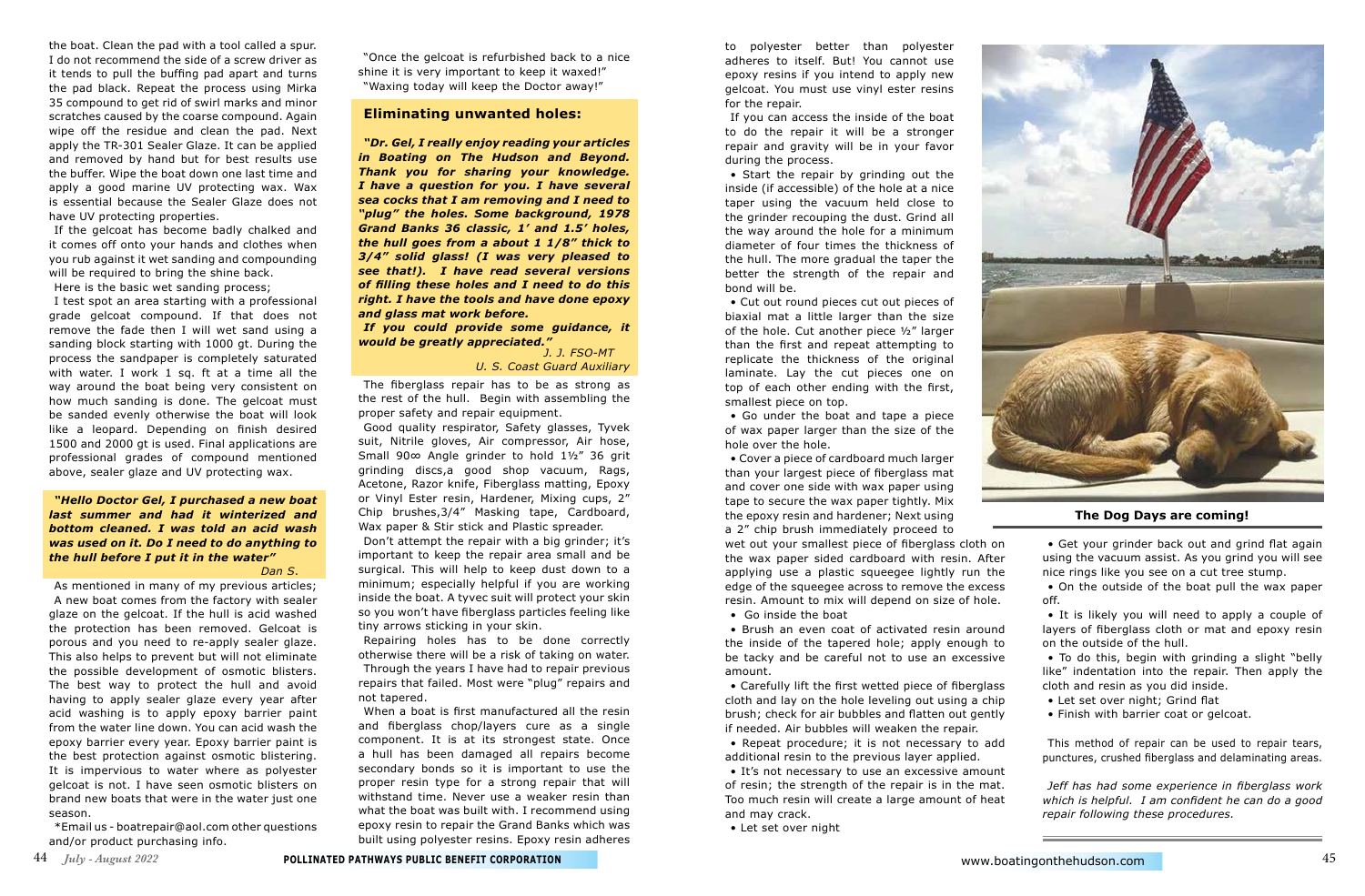the boat. Clean the pad with a tool called a spur. I do not recommend the side of a screw driver as it tends to pull the buffing pad apart and turns the pad black. Repeat the process using Mirka 35 compound to get rid of swirl marks and minor scratches caused by the coarse compound. Again wipe off the residue and clean the pad. Next apply the TR-301 Sealer Glaze. It can be applied and removed by hand but for best results use the buffer. Wipe the boat down one last time and apply a good marine UV protecting wax. Wax is essential because the Sealer Glaze does not have UV protecting properties.

If the gelcoat has become badly chalked and it comes off onto your hands and clothes when you rub against it wet sanding and compounding will be required to bring the shine back.

Here is the basic wet sanding process;

I test spot an area starting with a professional grade gelcoat compound. If that does not remove the fade then I will wet sand using a sanding block starting with 1000 gt. During the process the sandpaper is completely saturated with water. I work 1 sq. ft at a time all the way around the boat being very consistent on how much sanding is done. The gelcoat must be sanded evenly otherwise the boat will look like a leopard. Depending on finish desired 1500 and 2000 gt is used. Final applications are professional grades of compound mentioned above, sealer glaze and UV protecting wax.

***"Hello Doctor Gel, I purchased a new boat last summer and had it winterized and bottom cleaned. I was told an acid wash was used on it. Do I need to do anything to the hull before I put it in the water"***

*Dan S.*

As mentioned in many of my previous articles; A new boat comes from the factory with sealer glaze on the gelcoat. If the hull is acid washed the protection has been removed. Gelcoat is porous and you need to re-apply sealer glaze. This also helps to prevent but will not eliminate the possible development of osmotic blisters. The best way to protect the hull and avoid having to apply sealer glaze every year after acid washing is to apply epoxy barrier paint from the water line down. You can acid wash the epoxy barrier every year. Epoxy barrier paint is the best protection against osmotic blistering. It is impervious to water where as polyester gelcoat is not. I have seen osmotic blisters on brand new boats that were in the water just one season.

*Email us - boatrepair@aol.com other questions and/or product purchasing info.

"Once the gelcoat is refurbished back to a nice shine it is very important to keep it waxed!"
"Waxing today will keep the Doctor away!"

## Eliminating unwanted holes:

***"Dr. Gel, I really enjoy reading your articles in Boating on The Hudson and Beyond. Thank you for sharing your knowledge. I have a question for you. I have several sea cocks that I am removing and I need to "plug" the holes. Some background, 1978 Grand Banks 36 classic, 1' and 1.5' holes, the hull goes from a about 1 1/8" thick to 3/4" solid glass! (I was very pleased to see that!). I have read several versions of filling these holes and I need to do this right. I have the tools and have done epoxy and glass mat work before.***

***If you could provide some guidance, it would be greatly appreciated."***

*J. J. FSO-MT*
*U. S. Coast Guard Auxiliary*

The fiberglass repair has to be as strong as the rest of the hull. Begin with assembling the proper safety and repair equipment.

Good quality respirator, Safety glasses, Tyvek suit, Nitrile gloves, Air compressor, Air hose, Small 90∞ Angle grinder to hold 1½" 36 grit grinding discs,a good shop vacuum, Rags, Acetone, Razor knife, Fiberglass matting, Epoxy or Vinyl Ester resin, Hardener, Mixing cups, 2" Chip brushes,3/4" Masking tape, Cardboard, Wax paper & Stir stick and Plastic spreader.

Don't attempt the repair with a big grinder; it's important to keep the repair area small and be surgical. This will help to keep dust down to a minimum; especially helpful if you are working inside the boat. A tyvec suit will protect your skin so you won't have fiberglass particles feeling like tiny arrows sticking in your skin.

Repairing holes has to be done correctly otherwise there will be a risk of taking on water. Through the years I have had to repair previous repairs that failed. Most were "plug" repairs and not tapered.

When a boat is first manufactured all the resin and fiberglass chop/layers cure as a single component. It is at its strongest state. Once a hull has been damaged all repairs become secondary bonds so it is important to use the proper resin type for a strong repair that will withstand time. Never use a weaker resin than what the boat was built with. I recommend using epoxy resin to repair the Grand Banks which was built using polyester resins. Epoxy resin adheres to polyester better than polyester adheres to itself. But! You cannot use epoxy resins if you intend to apply new gelcoat. You must use vinyl ester resins for the repair.

If you can access the inside of the boat to do the repair it will be a stronger repair and gravity will be in your favor during the process.

- Start the repair by grinding out the inside (if accessible) of the hole at a nice taper using the vacuum held close to the grinder recouping the dust. Grind all the way around the hole for a minimum diameter of four times the thickness of the hull. The more gradual the taper the better the strength of the repair and bond will be.
- Cut out round pieces cut out pieces of biaxial mat a little larger than the size of the hole. Cut another piece ½" larger than the first and repeat attempting to replicate the thickness of the original laminate. Lay the cut pieces one on top of each other ending with the first, smallest piece on top.
- Go under the boat and tape a piece of wax paper larger than the size of the hole over the hole.
- Cover a piece of cardboard much larger than your largest piece of fiberglass mat and cover one side with wax paper using tape to secure the wax paper tightly. Mix the epoxy resin and hardener; Next using a 2" chip brush immediately proceed to wet out your smallest piece of fiberglass cloth on the wax paper sided cardboard with resin. After applying use a plastic squeegee lightly run the edge of the squeegee across to remove the excess resin. Amount to mix will depend on size of hole.
- Go inside the boat
- Brush an even coat of activated resin around the inside of the tapered hole; apply enough to be tacky and be careful not to use an excessive amount.
- Carefully lift the first wetted piece of fiberglass cloth and lay on the hole leveling out using a chip brush; check for air bubbles and flatten out gently if needed. Air bubbles will weaken the repair.
- Repeat procedure; it is not necessary to add additional resin to the previous layer applied.
- It's not necessary to use an excessive amount of resin; the strength of the repair is in the mat. Too much resin will create a large amount of heat and may crack.
- Let set over night

**The Dog Days are coming!**

- Get your grinder back out and grind flat again using the vacuum assist. As you grind you will see nice rings like you see on a cut tree stump.
- On the outside of the boat pull the wax paper off.
- It is likely you will need to apply a couple of layers of fiberglass cloth or mat and epoxy resin on the outside of the hull.
- To do this, begin with grinding a slight "belly like" indentation into the repair. Then apply the cloth and resin as you did inside.
- Let set over night; Grind flat
- Finish with barrier coat or gelcoat.

This method of repair can be used to repair tears, punctures, crushed fiberglass and delaminating areas.

*Jeff has had some experience in fiberglass work which is helpful. I am confident he can do a good repair following these procedures.*